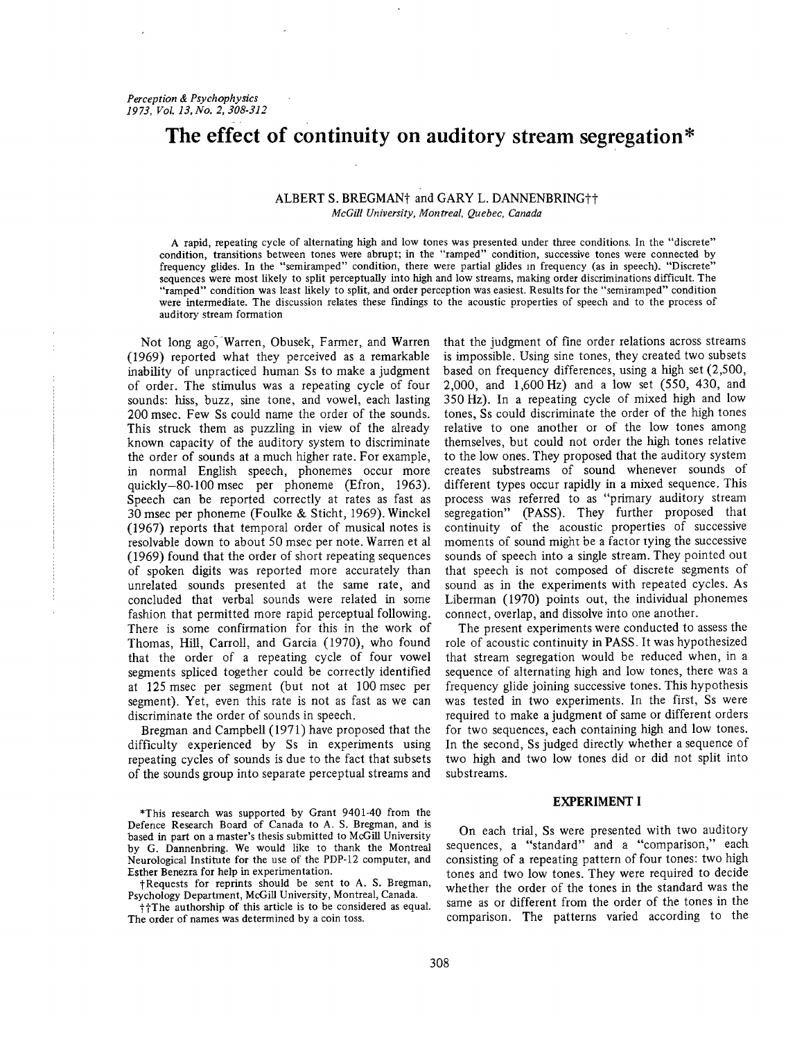# The effect of continuity on auditory stream segregation*

ALBERT S. BREGMAN† and GARY L. DANNENBRING††
*McGill University, Montreal, Quebec, Canada*

A rapid, repeating cycle of alternating high and low tones was presented under three conditions. In the "discrete" condition, transitions between tones were abrupt; in the "ramped" condition, successive tones were connected by frequency glides. In the "semiramped" condition, there were partial glides in frequency (as in speech). "Discrete" sequences were most likely to split perceptually into high and low streams, making order discriminations difficult. The "ramped" condition was least likely to split, and order perception was easiest. Results for the "semiramped" condition were intermediate. The discussion relates these findings to the acoustic properties of speech and to the process of auditory stream formation

Not long ago, Warren, Obusek, Farmer, and Warren (1969) reported what they perceived as a remarkable inability of unpracticed human Ss to make a judgment of order. The stimulus was a repeating cycle of four sounds: hiss, buzz, sine tone, and vowel, each lasting 200 msec. Few Ss could name the order of the sounds. This struck them as puzzling in view of the already known capacity of the auditory system to discriminate the order of sounds at a much higher rate. For example, in normal English speech, phonemes occur more quickly—80-100 msec per phoneme (Efron, 1963). Speech can be reported correctly at rates as fast as 30 msec per phoneme (Foulke & Sticht, 1969). Winckel (1967) reports that temporal order of musical notes is resolvable down to about 50 msec per note. Warren et al (1969) found that the order of short repeating sequences of spoken digits was reported more accurately than unrelated sounds presented at the same rate, and concluded that verbal sounds were related in some fashion that permitted more rapid perceptual following. There is some confirmation for this in the work of Thomas, Hill, Carroll, and Garcia (1970), who found that the order of a repeating cycle of four vowel segments spliced together could be correctly identified at 125 msec per segment (but not at 100 msec per segment). Yet, even this rate is not as fast as we can discriminate the order of sounds in speech.

Bregman and Campbell (1971) have proposed that the difficulty experienced by Ss in experiments using repeating cycles of sounds is due to the fact that subsets of the sounds group into separate perceptual streams and that the judgment of fine order relations across streams is impossible. Using sine tones, they created two subsets based on frequency differences, using a high set (2,500, 2,000, and 1,600 Hz) and a low set (550, 430, and 350 Hz). In a repeating cycle of mixed high and low tones, Ss could discriminate the order of the high tones relative to one another or of the low tones among themselves, but could not order the high tones relative to the low ones. They proposed that the auditory system creates substreams of sound whenever sounds of different types occur rapidly in a mixed sequence. This process was referred to as "primary auditory stream segregation" (PASS). They further proposed that continuity of the acoustic properties of successive moments of sound might be a factor tying the successive sounds of speech into a single stream. They pointed out that speech is not composed of discrete segments of sound as in the experiments with repeated cycles. As Liberman (1970) points out, the individual phonemes connect, overlap, and dissolve into one another.

The present experiments were conducted to assess the role of acoustic continuity in PASS. It was hypothesized that stream segregation would be reduced when, in a sequence of alternating high and low tones, there was a frequency glide joining successive tones. This hypothesis was tested in two experiments. In the first, Ss were required to make a judgment of same or different orders for two sequences, each containing high and low tones. In the second, Ss judged directly whether a sequence of two high and two low tones did or did not split into substreams.

## EXPERIMENT I

On each trial, Ss were presented with two auditory sequences, a "standard" and a "comparison," each consisting of a repeating pattern of four tones: two high tones and two low tones. They were required to decide whether the order of the tones in the standard was the same as or different from the order of the tones in the comparison. The patterns varied according to the

*This research was supported by Grant 9401-40 from the Defence Research Board of Canada to A. S. Bregman, and is based in part on a master's thesis submitted to McGill University by G. Dannenbring. We would like to thank the Montreal Neurological Institute for the use of the PDP-12 computer, and Esther Benezra for help in experimentation.

†Requests for reprints should be sent to A. S. Bregman, Psychology Department, McGill University, Montreal, Canada.

††The authorship of this article is to be considered as equal. The order of names was determined by a coin toss.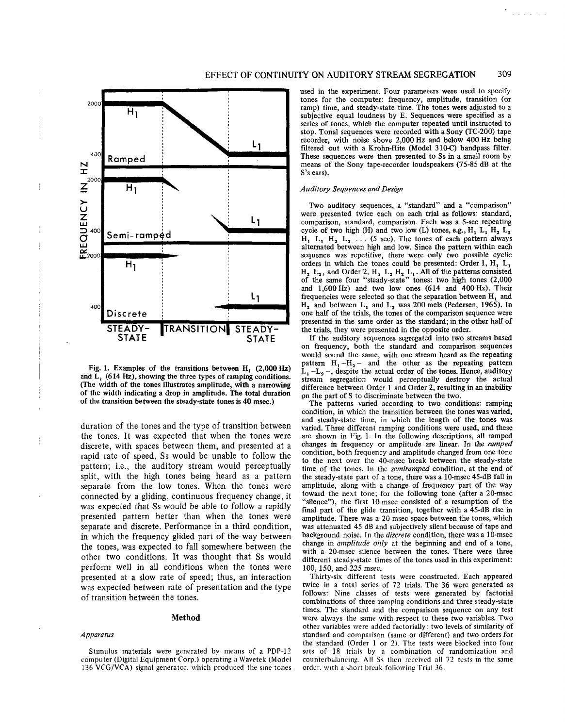Fig. 1. Examples of the transitions between $H_1$ (2,000 Hz) and $L_1$ (614 Hz), showing the three types of ramping conditions. (The width of the tones illustrates amplitude, with a narrowing of the width indicating a drop in amplitude. The total duration of the transition between the steady-state tones is 40 msec.)

duration of the tones and the type of transition between the tones. It was expected that when the tones were discrete, with spaces between them, and presented at a rapid rate of speed, Ss would be unable to follow the pattern; i.e., the auditory stream would perceptually split, with the high tones being heard as a pattern separate from the low tones. When the tones were connected by a gliding, continuous frequency change, it was expected that Ss would be able to follow a rapidly presented pattern better than when the tones were separate and discrete. Performance in a third condition, in which the frequency glided part of the way between the tones, was expected to fall somewhere between the other two conditions. It was thought that Ss would perform well in all conditions when the tones were presented at a slow rate of speed; thus, an interaction was expected between rate of presentation and the type of transition between the tones.

## Method

### *Apparatus*

Stimulus materials were generated by means of a PDP-12 computer (Digital Equipment Corp.) operating a Wavetek (Model 136 VCG/VCA) signal generator, which produced the sine tones used in the experiment. Four parameters were used to specify tones for the computer: frequency, amplitude, transition (or ramp) time, and steady-state time. The tones were adjusted to a subjective equal loudness by E. Sequences were specified as a series of tones, which the computer repeated until instructed to stop. Tonal sequences were recorded with a Sony (TC-200) tape recorder, with noise above 2,000 Hz and below 400 Hz being filtered out with a Krohn-Hite (Model 310-C) bandpass filter. These sequences were then presented to Ss in a small room by means of the Sony tape-recorder loudspeakers (75-85 dB at the S's ears).

### *Auditory Sequences and Design*

Two auditory sequences, a "standard" and a "comparison" were presented twice each on each trial as follows: standard, comparison, standard, comparison. Each was a 5-sec repeating cycle of two high (H) and two low (L) tones, e.g., $H_1$ $L_1$ $H_2$ $L_2$ $H_1$ $L_1$ $H_2$ $L_2$ ... (5 sec). The tones of each pattern always alternated between high and low. Since the pattern within each sequence was repetitive, there were only two possible cyclic orders in which the tones could be presented: Order 1, $H_1$ $L_1$ $H_2$ $L_2$, and Order 2, $H_1$ $L_2$ $H_2$ $L_1$. All of the patterns consisted of the same four "steady-state" tones: two high tones (2,000 and 1,600 Hz) and two low ones (614 and 400 Hz). Their frequencies were selected so that the separation between $H_1$ and $H_2$ and between $L_1$ and $L_2$ was 200 mels (Pedersen, 1965). In one half of the trials, the tones of the comparison sequence were presented in the same order as the standard; in the other half of the trials, they were presented in the opposite order.

If the auditory sequences segregated into two streams based on frequency, both the standard and comparison sequences would sound the same, with one stream heard as the repeating pattern $H_1$–$H_2$– and the other as the repeating pattern $L_1$–$L_2$–, despite the actual order of the tones. Hence, auditory stream segregation would perceptually destroy the actual difference between Order 1 and Order 2, resulting in an inability on the part of S to discriminate between the two.

The patterns varied according to two conditions: ramping condition, in which the transition between the tones was varied, and steady-state time, in which the length of the tones was varied. Three different ramping conditions were used, and these are shown in Fig. 1. In the following descriptions, all ramped changes in frequency or amplitude are linear. In the *ramped* condition, both frequency and amplitude changed from one tone to the next over the 40-msec break between the steady-state time of the tones. In the *semiramped* condition, at the end of the steady-state part of a tone, there was a 10-msec 45-dB fall in amplitude, along with a change of frequency part of the way toward the next tone; for the following tone (after a 20-msec "silence"), the first 10 msec consisted of a resumption of the final part of the glide transition, together with a 45-dB rise in amplitude. There was a 20-msec space between the tones, which was attenuated 45 dB and subjectively silent because of tape and background noise. In the *discrete* condition, there was a 10-msec change in *amplitude only* at the beginning and end of a tone, with a 20-msec silence between the tones. There were three different steady-state times of the tones used in this experiment: 100, 150, and 225 msec.

Thirty-six different tests were constructed. Each appeared twice in a total series of 72 trials. The 36 were generated as follows: Nine classes of tests were generated by factorial combinations of three ramping conditions and three steady-state times. The standard and the comparison sequence on any test were always the same with respect to these two variables. Two other variables were added factorially: two levels of similarity of standard and comparison (same or different) and two orders for the standard (Order 1 or 2). The tests were blocked into four sets of 18 trials by a combination of randomization and counterbalancing. All Ss then received all 72 tests in the same order, with a short break following Trial 36.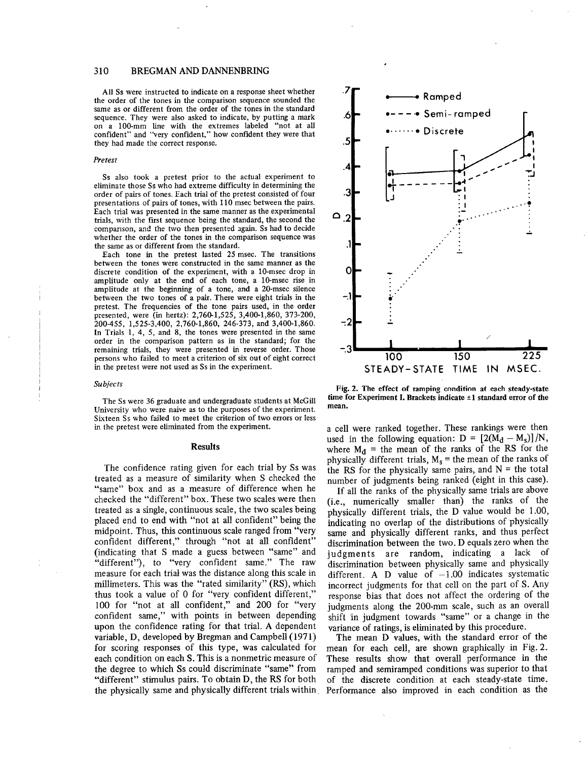All Ss were instructed to indicate on a response sheet whether the order of the tones in the comparison sequence sounded the same as or different from the order of the tones in the standard sequence. They were also asked to indicate, by putting a mark on a 100-mm line with the extremes labeled "not at all confident" and "very confident," how confident they were that they had made the correct response.

### *Pretest*

Ss also took a pretest prior to the actual experiment to eliminate those Ss who had extreme difficulty in determining the order of pairs of tones. Each trial of the pretest consisted of four presentations of pairs of tones, with 110 msec between the pairs. Each trial was presented in the same manner as the experimental trials, with the first sequence being the standard, the second the comparison, and the two then presented again. Ss had to decide whether the order of the tones in the comparison sequence was the same as or different from the standard.

Each tone in the pretest lasted 25 msec. The transitions between the tones were constructed in the same manner as the discrete condition of the experiment, with a 10-msec drop in amplitude only at the end of each tone, a 10-msec rise in amplitude at the beginning of a tone, and a 20-msec silence between the two tones of a pair. There were eight trials in the pretest. The frequencies of the tone pairs used, in the order presented, were (in hertz): 2,760-1,525, 3,400-1,860, 373-200, 200-455, 1,525-3,400, 2,760-1,860, 246-373, and 3,400-1,860. In Trials 1, 4, 5, and 8, the tones were presented in the same order in the comparison pattern as in the standard; for the remaining trials, they were presented in reverse order. Those persons who failed to meet a criterion of six out of eight correct in the pretest were not used as Ss in the experiment.

### *Subjects*

The Ss were 36 graduate and undergraduate students at McGill University who were naive as to the purposes of the experiment. Sixteen Ss who failed to meet the criterion of two errors or less in the pretest were eliminated from the experiment.

## Results

The confidence rating given for each trial by Ss was treated as a measure of similarity when S checked the "same" box and as a measure of difference when he checked the "different" box. These two scales were then treated as a single, continuous scale, the two scales being placed end to end with "not at all confident" being the midpoint. Thus, this continuous scale ranged from "very confident different," through "not at all confident" (indicating that S made a guess between "same" and "different"), to "very confident same." The raw measure for each trial was the distance along this scale in millimeters. This was the "rated similarity" (RS), which thus took a value of 0 for "very confident different," 100 for "not at all confident," and 200 for "very confident same," with points in between depending upon the confidence rating for that trial. A dependent variable, D, developed by Bregman and Campbell (1971) for scoring responses of this type, was calculated for each condition on each S. This is a nonmetric measure of the degree to which Ss could discriminate "same" from "different" stimulus pairs. To obtain D, the RS for both the physically same and physically different trials within a cell were ranked together. These rankings were then used in the following equation: $D = [2(M_d - M_s)]/N$, where $M_d$ = the mean of the ranks of the RS for the physically different trials, $M_s$ = the mean of the ranks of the RS for the physically same pairs, and N = the total number of judgments being ranked (eight in this case).

If all the ranks of the physically same trials are above (i.e., numerically smaller than) the ranks of the physically different trials, the D value would be 1.00, indicating no overlap of the distributions of physically same and physically different ranks, and thus perfect discrimination between the two. D equals zero when the judgments are random, indicating a lack of discrimination between physically same and physically different. A D value of $-1.00$ indicates systematic incorrect judgments for that cell on the part of S. Any response bias that does not affect the ordering of the judgments along the 200-mm scale, such as an overall shift in judgment towards "same" or a change in the variance of ratings, is eliminated by this procedure.

The mean D values, with the standard error of the mean for each cell, are shown graphically in Fig. 2. These results show that overall performance in the ramped and semiramped conditions was superior to that of the discrete condition at each steady-state time. Performance also improved in each condition as the

Fig. 2. The effect of ramping condition at each steady-state time for Experiment I. Brackets indicate ±1 standard error of the mean.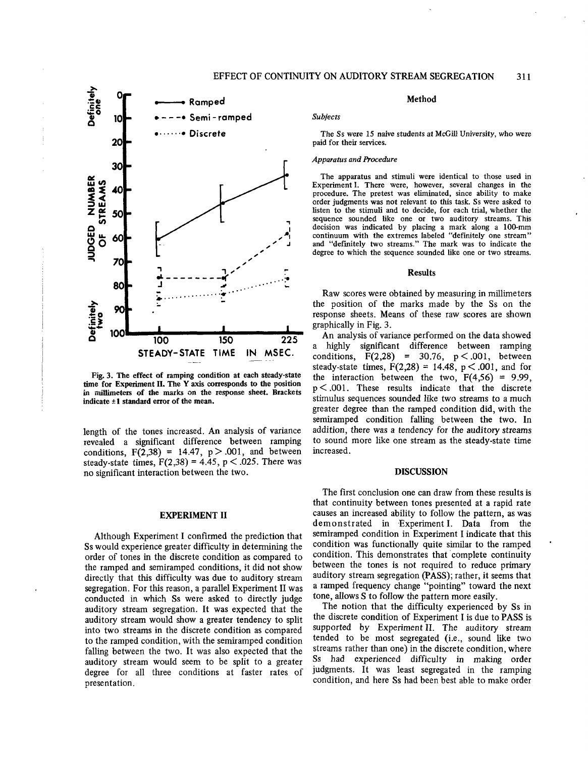Fig. 3. The effect of ramping condition at each steady-state time for Experiment II. The Y axis corresponds to the position in millimeters of the marks on the response sheet. Brackets indicate ±1 standard error of the mean.

length of the tones increased. An analysis of variance revealed a significant difference between ramping conditions, $F(2,38) = 14.47$, $p > .001$, and between steady-state times, $F(2,38) = 4.45$, $p < .025$. There was no significant interaction between the two.

## EXPERIMENT II

Although Experiment I confirmed the prediction that Ss would experience greater difficulty in determining the order of tones in the discrete condition as compared to the ramped and semiramped conditions, it did not show directly that this difficulty was due to auditory stream segregation. For this reason, a parallel Experiment II was conducted in which Ss were asked to directly judge auditory stream segregation. It was expected that the auditory stream would show a greater tendency to split into two streams in the discrete condition as compared to the ramped condition, with the semiramped condition falling between the two. It was also expected that the auditory stream would seem to be split to a greater degree for all three conditions at faster rates of presentation.

### Method

*Subjects*

The Ss were 15 naive students at McGill University, who were paid for their services.

*Apparatus and Procedure*

The apparatus and stimuli were identical to those used in Experiment I. There were, however, several changes in the procedure. The pretest was eliminated, since ability to make order judgments was not relevant to this task. Ss were asked to listen to the stimuli and to decide, for each trial, whether the sequence sounded like one or two auditory streams. This decision was indicated by placing a mark along a 100-mm continuum with the extremes labeled "definitely one stream" and "definitely two streams." The mark was to indicate the degree to which the sequence sounded like one or two streams.

### Results

Raw scores were obtained by measuring in millimeters the position of the marks made by the Ss on the response sheets. Means of these raw scores are shown graphically in Fig. 3.

An analysis of variance performed on the data showed a highly significant difference between ramping conditions, $F(2,28) = 30.76$, $p < .001$, between steady-state times, $F(2,28) = 14.48$, $p < .001$, and for the interaction between the two, $F(4,56) = 9.99$, $p < .001$. These results indicate that the discrete stimulus sequences sounded like two streams to a much greater degree than the ramped condition did, with the semiramped condition falling between the two. In addition, there was a tendency for the auditory streams to sound more like one stream as the steady-state time increased.

## DISCUSSION

The first conclusion one can draw from these results is that continuity between tones presented at a rapid rate causes an increased ability to follow the pattern, as was demonstrated in Experiment I. Data from the semiramped condition in Experiment I indicate that this condition was functionally quite similar to the ramped condition. This demonstrates that complete continuity between the tones is not required to reduce primary auditory stream segregation (PASS); rather, it seems that a ramped frequency change "pointing" toward the next tone, allows S to follow the pattern more easily.

The notion that the difficulty experienced by Ss in the discrete condition of Experiment I is due to PASS is supported by Experiment II. The auditory stream tended to be most segregated (i.e., sound like two streams rather than one) in the discrete condition, where Ss had experienced difficulty in making order judgments. It was least segregated in the ramping condition, and here Ss had been best able to make order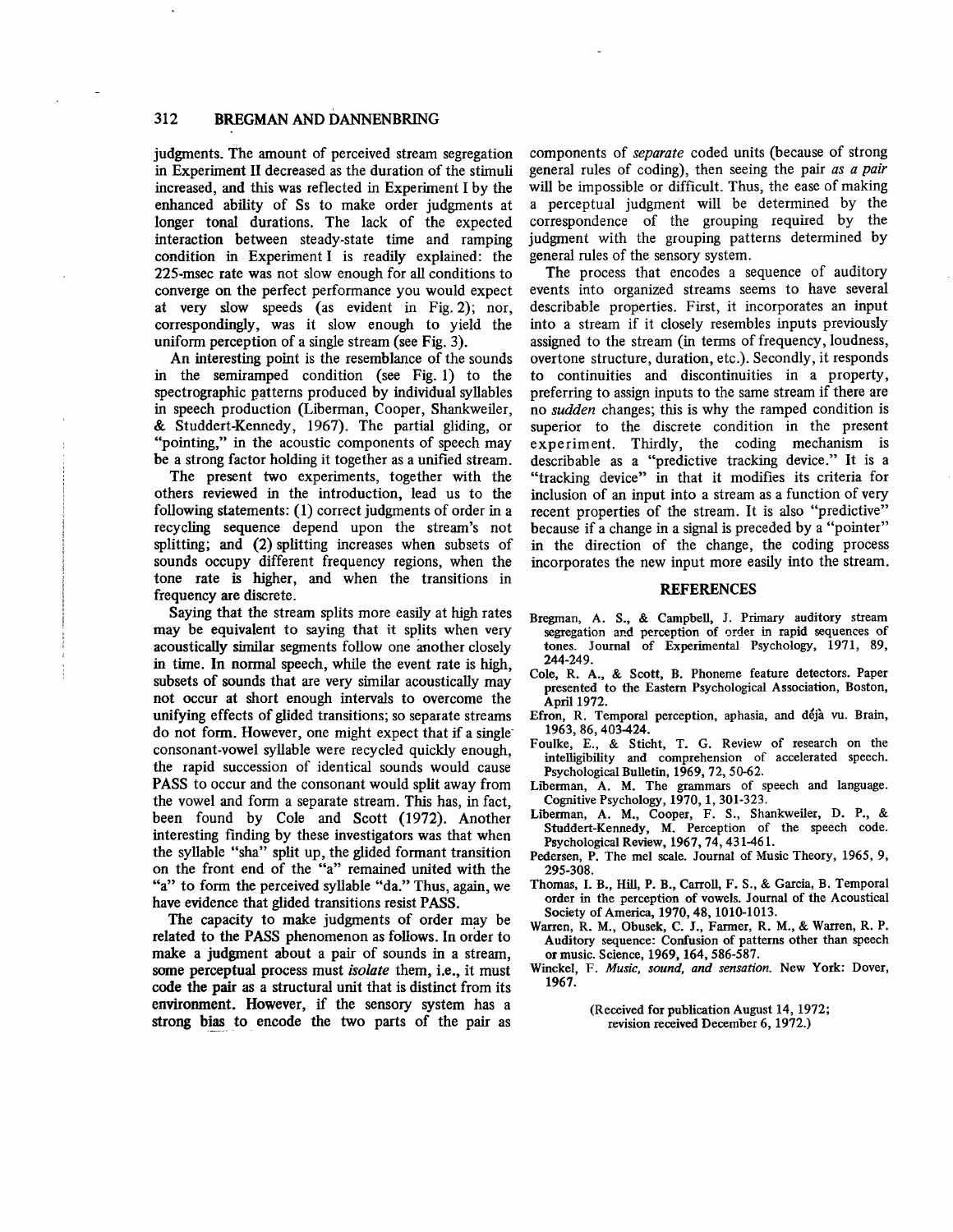judgments. The amount of perceived stream segregation in Experiment II decreased as the duration of the stimuli increased, and this was reflected in Experiment I by the enhanced ability of Ss to make order judgments at longer tonal durations. The lack of the expected interaction between steady-state time and ramping condition in Experiment I is readily explained: the 225-msec rate was not slow enough for all conditions to converge on the perfect performance you would expect at very slow speeds (as evident in Fig. 2); nor, correspondingly, was it slow enough to yield the uniform perception of a single stream (see Fig. 3).

An interesting point is the resemblance of the sounds in the semiramped condition (see Fig. 1) to the spectrographic patterns produced by individual syllables in speech production (Liberman, Cooper, Shankweiler, & Studdert-Kennedy, 1967). The partial gliding, or "pointing," in the acoustic components of speech may be a strong factor holding it together as a unified stream.

The present two experiments, together with the others reviewed in the introduction, lead us to the following statements: (1) correct judgments of order in a recycling sequence depend upon the stream's not splitting; and (2) splitting increases when subsets of sounds occupy different frequency regions, when the tone rate is higher, and when the transitions in frequency are discrete.

Saying that the stream splits more easily at high rates may be equivalent to saying that it splits when very acoustically similar segments follow one another closely in time. In normal speech, while the event rate is high, subsets of sounds that are very similar acoustically may not occur at short enough intervals to overcome the unifying effects of glided transitions; so separate streams do not form. However, one might expect that if a single consonant-vowel syllable were recycled quickly enough, the rapid succession of identical sounds would cause PASS to occur and the consonant would split away from the vowel and form a separate stream. This has, in fact, been found by Cole and Scott (1972). Another interesting finding by these investigators was that when the syllable "sha" split up, the glided formant transition on the front end of the "a" remained united with the "a" to form the perceived syllable "da." Thus, again, we have evidence that glided transitions resist PASS.

The capacity to make judgments of order may be related to the PASS phenomenon as follows. In order to make a judgment about a pair of sounds in a stream, some perceptual process must *isolate* them, i.e., it must code the pair as a structural unit that is distinct from its environment. However, if the sensory system has a strong bias to encode the two parts of the pair as components of *separate* coded units (because of strong general rules of coding), then seeing the pair *as a pair* will be impossible or difficult. Thus, the ease of making a perceptual judgment will be determined by the correspondence of the grouping required by the judgment with the grouping patterns determined by general rules of the sensory system.

The process that encodes a sequence of auditory events into organized streams seems to have several describable properties. First, it incorporates an input into a stream if it closely resembles inputs previously assigned to the stream (in terms of frequency, loudness, overtone structure, duration, etc.). Secondly, it responds to continuities and discontinuities in a property, preferring to assign inputs to the same stream if there are no *sudden* changes; this is why the ramped condition is superior to the discrete condition in the present experiment. Thirdly, the coding mechanism is describable as a "predictive tracking device." It is a "tracking device" in that it modifies its criteria for inclusion of an input into a stream as a function of very recent properties of the stream. It is also "predictive" because if a change in a signal is preceded by a "pointer" in the direction of the change, the coding process incorporates the new input more easily into the stream.

## REFERENCES

Bregman, A. S., & Campbell, J. Primary auditory stream segregation and perception of order in rapid sequences of tones. Journal of Experimental Psychology, 1971, 89, 244-249.

Cole, R. A., & Scott, B. Phoneme feature detectors. Paper presented to the Eastern Psychological Association, Boston, April 1972.

Efron, R. Temporal perception, aphasia, and déjà vu. Brain, 1963, 86, 403-424.

Foulke, E., & Sticht, T. G. Review of research on the intelligibility and comprehension of accelerated speech. Psychological Bulletin, 1969, 72, 50-62.

Liberman, A. M. The grammars of speech and language. Cognitive Psychology, 1970, 1, 301-323.

Liberman, A. M., Cooper, F. S., Shankweiler, D. P., & Studdert-Kennedy, M. Perception of the speech code. Psychological Review, 1967, 74, 431-461.

Pedersen, P. The mel scale. Journal of Music Theory, 1965, 9, 295-308.

Thomas, I. B., Hill, P. B., Carroll, F. S., & Garcia, B. Temporal order in the perception of vowels. Journal of the Acoustical Society of America, 1970, 48, 1010-1013.

Warren, R. M., Obusek, C. J., Farmer, R. M., & Warren, R. P. Auditory sequence: Confusion of patterns other than speech or music. Science, 1969, 164, 586-587.

Winckel, F. *Music, sound, and sensation.* New York: Dover, 1967.

(Received for publication August 14, 1972; revision received December 6, 1972.)